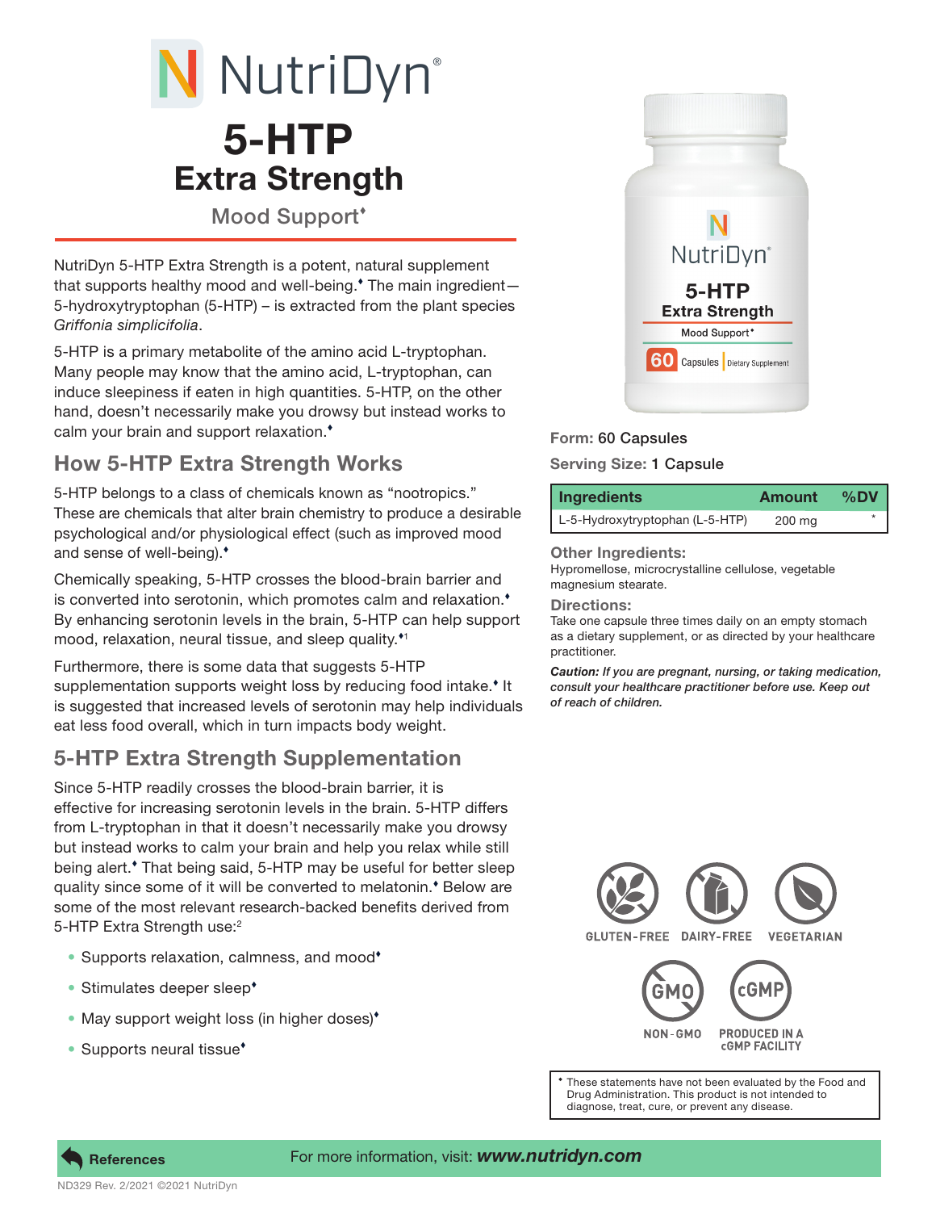# NutriDyn

# 5-HTP Extra Strength

## Mood Support♦

NutriDyn 5-HTP Extra Strength is a potent, natural supplement that supports healthy mood and well-being.♦ The main ingredient—5-hydroxytryptophan (5-HTP) – is extracted from the plant species *Griffonia simplicifolia*.

5-HTP is a primary metabolite of the amino acid L-tryptophan. Many people may know that the amino acid, L-tryptophan, can induce sleepiness if eaten in high quantities. 5-HTP, on the other hand, doesn't necessarily make you drowsy but instead works to calm your brain and support relaxation.♦

## How 5-HTP Extra Strength Works

5-HTP belongs to a class of chemicals known as "nootropics." These are chemicals that alter brain chemistry to produce a desirable psychological and/or physiological effect (such as improved mood and sense of well-being).♦

Chemically speaking, 5-HTP crosses the blood-brain barrier and is converted into serotonin, which promotes calm and relaxation.♦ By enhancing serotonin levels in the brain, 5-HTP can help support mood, relaxation, neural tissue, and sleep quality.♦[1]

Furthermore, there is some data that suggests 5-HTP supplementation supports weight loss by reducing food intake.♦ It is suggested that increased levels of serotonin may help individuals eat less food overall, which in turn impacts body weight.

## 5-HTP Extra Strength Supplementation

Since 5-HTP readily crosses the blood-brain barrier, it is effective for increasing serotonin levels in the brain. 5-HTP differs from L-tryptophan in that it doesn't necessarily make you drowsy but instead works to calm your brain and help you relax while still being alert.♦ That being said, 5-HTP may be useful for better sleep quality since some of it will be converted to melatonin.♦ Below are some of the most relevant research-backed benefits derived from 5-HTP Extra Strength use:[2]

- Supports relaxation, calmness, and mood♦
- Stimulates deeper sleep♦
- May support weight loss (in higher doses)♦
- Supports neural tissue♦

**Form:** 60 Capsules

**Serving Size:** 1 Capsule

| Ingredients | Amount | %DV |
|---|---|---|
| L-5-Hydroxytryptophan (L-5-HTP) | 200 mg | * |

**Other Ingredients:**
Hypromellose, microcrystalline cellulose, vegetable magnesium stearate.

**Directions:**
Take one capsule three times daily on an empty stomach as a dietary supplement, or as directed by your healthcare practitioner.

***Caution:** If you are pregnant, nursing, or taking medication, consult your healthcare practitioner before use. Keep out of reach of children.*

GLUTEN-FREE DAIRY-FREE VEGETARIAN

NON-GMO PRODUCED IN A cGMP FACILITY

♦ These statements have not been evaluated by the Food and Drug Administration. This product is not intended to diagnose, treat, cure, or prevent any disease.

**References**

For more information, visit: ***www.nutridyn.com***

ND329 Rev. 2/2021 ©2021 NutriDyn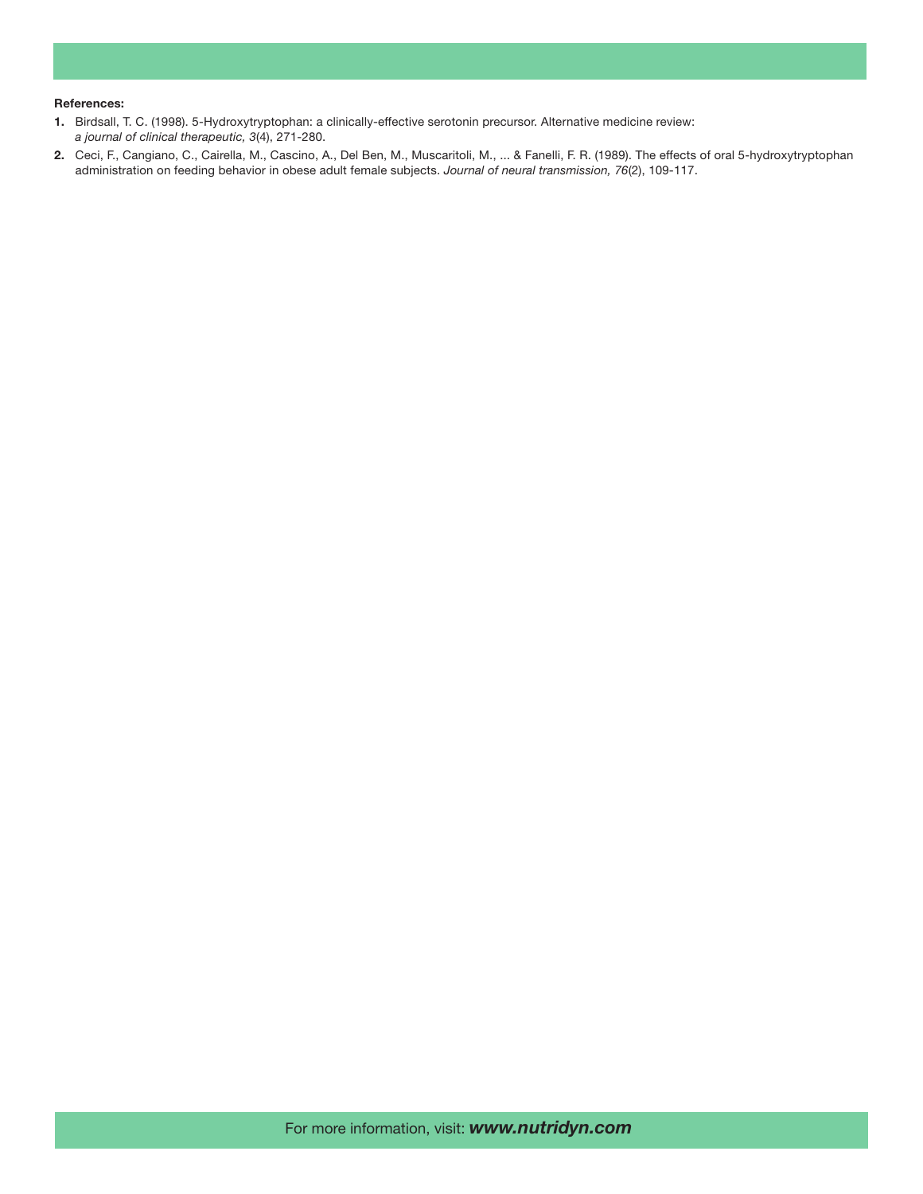**References:**

1. Birdsall, T. C. (1998). 5-Hydroxytryptophan: a clinically-effective serotonin precursor. Alternative medicine review: *a journal of clinical therapeutic, 3*(4), 271-280.
2. Ceci, F., Cangiano, C., Cairella, M., Cascino, A., Del Ben, M., Muscaritoli, M., ... & Fanelli, F. R. (1989). The effects of oral 5-hydroxytryptophan administration on feeding behavior in obese adult female subjects. *Journal of neural transmission, 76*(2), 109-117.

For more information, visit: ***www.nutridyn.com***